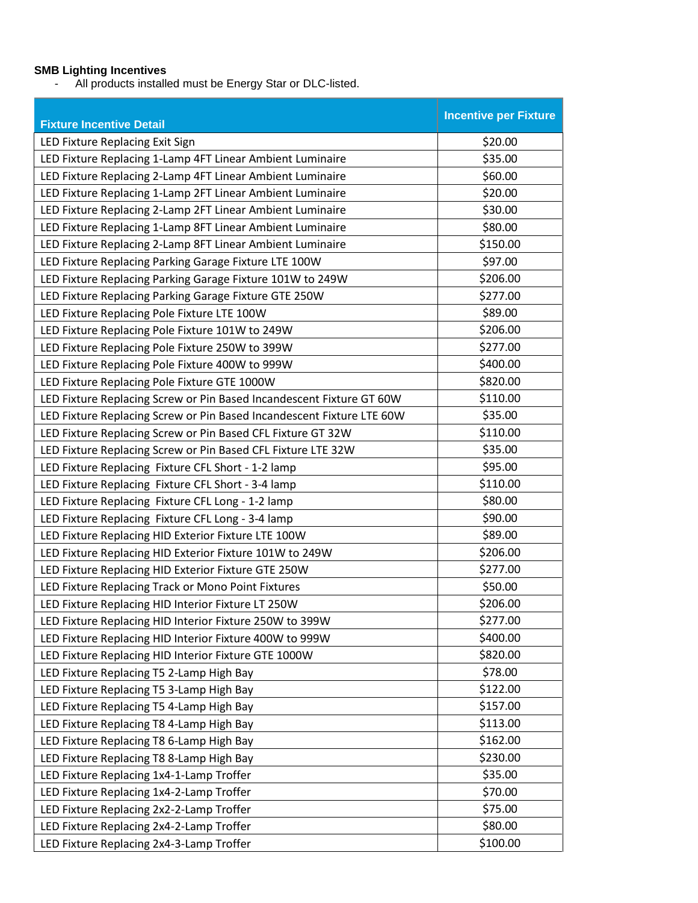**SMB Lighting Incentives**

- All products installed must be Energy Star or DLC-listed.

| Fixture Incentive Detail | Incentive per Fixture |
|---|---|
| LED Fixture Replacing Exit Sign | $20.00 |
| LED Fixture Replacing 1-Lamp 4FT Linear Ambient Luminaire | $35.00 |
| LED Fixture Replacing 2-Lamp 4FT Linear Ambient Luminaire | $60.00 |
| LED Fixture Replacing 1-Lamp 2FT Linear Ambient Luminaire | $20.00 |
| LED Fixture Replacing 2-Lamp 2FT Linear Ambient Luminaire | $30.00 |
| LED Fixture Replacing 1-Lamp 8FT Linear Ambient Luminaire | $80.00 |
| LED Fixture Replacing 2-Lamp 8FT Linear Ambient Luminaire | $150.00 |
| LED Fixture Replacing Parking Garage Fixture LTE 100W | $97.00 |
| LED Fixture Replacing Parking Garage Fixture 101W to 249W | $206.00 |
| LED Fixture Replacing Parking Garage Fixture GTE 250W | $277.00 |
| LED Fixture Replacing Pole Fixture LTE 100W | $89.00 |
| LED Fixture Replacing Pole Fixture 101W to 249W | $206.00 |
| LED Fixture Replacing Pole Fixture 250W to 399W | $277.00 |
| LED Fixture Replacing Pole Fixture 400W to 999W | $400.00 |
| LED Fixture Replacing Pole Fixture GTE 1000W | $820.00 |
| LED Fixture Replacing Screw or Pin Based Incandescent Fixture GT 60W | $110.00 |
| LED Fixture Replacing Screw or Pin Based Incandescent Fixture LTE 60W | $35.00 |
| LED Fixture Replacing Screw or Pin Based CFL Fixture GT 32W | $110.00 |
| LED Fixture Replacing Screw or Pin Based CFL Fixture LTE 32W | $35.00 |
| LED Fixture Replacing Fixture CFL Short - 1-2 lamp | $95.00 |
| LED Fixture Replacing Fixture CFL Short - 3-4 lamp | $110.00 |
| LED Fixture Replacing Fixture CFL Long - 1-2 lamp | $80.00 |
| LED Fixture Replacing Fixture CFL Long - 3-4 lamp | $90.00 |
| LED Fixture Replacing HID Exterior Fixture LTE 100W | $89.00 |
| LED Fixture Replacing HID Exterior Fixture 101W to 249W | $206.00 |
| LED Fixture Replacing HID Exterior Fixture GTE 250W | $277.00 |
| LED Fixture Replacing Track or Mono Point Fixtures | $50.00 |
| LED Fixture Replacing HID Interior Fixture LT 250W | $206.00 |
| LED Fixture Replacing HID Interior Fixture 250W to 399W | $277.00 |
| LED Fixture Replacing HID Interior Fixture 400W to 999W | $400.00 |
| LED Fixture Replacing HID Interior Fixture GTE 1000W | $820.00 |
| LED Fixture Replacing T5 2-Lamp High Bay | $78.00 |
| LED Fixture Replacing T5 3-Lamp High Bay | $122.00 |
| LED Fixture Replacing T5 4-Lamp High Bay | $157.00 |
| LED Fixture Replacing T8 4-Lamp High Bay | $113.00 |
| LED Fixture Replacing T8 6-Lamp High Bay | $162.00 |
| LED Fixture Replacing T8 8-Lamp High Bay | $230.00 |
| LED Fixture Replacing 1x4-1-Lamp Troffer | $35.00 |
| LED Fixture Replacing 1x4-2-Lamp Troffer | $70.00 |
| LED Fixture Replacing 2x2-2-Lamp Troffer | $75.00 |
| LED Fixture Replacing 2x4-2-Lamp Troffer | $80.00 |
| LED Fixture Replacing 2x4-3-Lamp Troffer | $100.00 |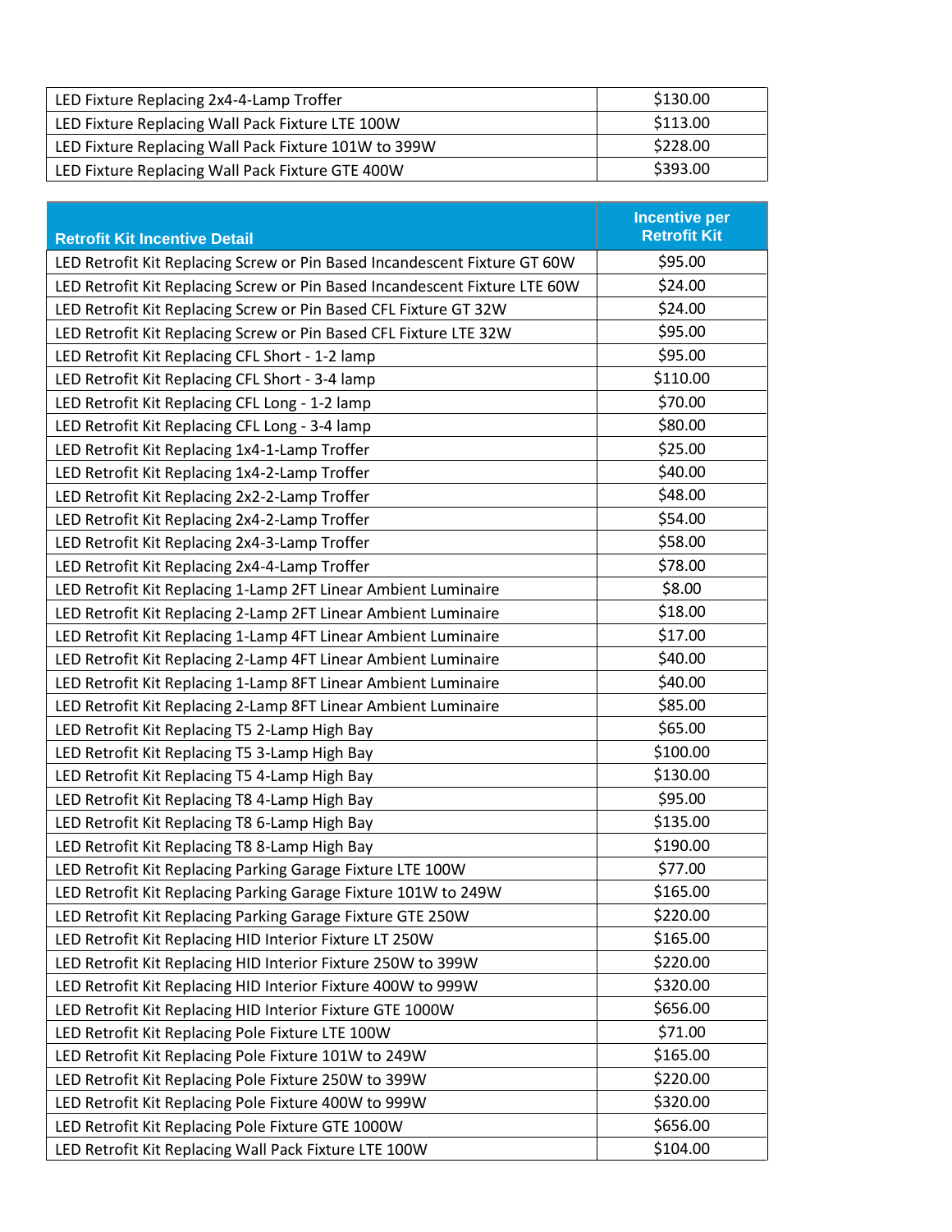| | |
|---|---|
| LED Fixture Replacing 2x4-4-Lamp Troffer | $130.00 |
| LED Fixture Replacing Wall Pack Fixture LTE 100W | $113.00 |
| LED Fixture Replacing Wall Pack Fixture 101W to 399W | $228.00 |
| LED Fixture Replacing Wall Pack Fixture GTE 400W | $393.00 |

| Retrofit Kit Incentive Detail | Incentive per Retrofit Kit |
|---|---|
| LED Retrofit Kit Replacing Screw or Pin Based Incandescent Fixture GT 60W | $95.00 |
| LED Retrofit Kit Replacing Screw or Pin Based Incandescent Fixture LTE 60W | $24.00 |
| LED Retrofit Kit Replacing Screw or Pin Based CFL Fixture GT 32W | $24.00 |
| LED Retrofit Kit Replacing Screw or Pin Based CFL Fixture LTE 32W | $95.00 |
| LED Retrofit Kit Replacing CFL Short - 1-2 lamp | $95.00 |
| LED Retrofit Kit Replacing CFL Short - 3-4 lamp | $110.00 |
| LED Retrofit Kit Replacing CFL Long - 1-2 lamp | $70.00 |
| LED Retrofit Kit Replacing CFL Long - 3-4 lamp | $80.00 |
| LED Retrofit Kit Replacing 1x4-1-Lamp Troffer | $25.00 |
| LED Retrofit Kit Replacing 1x4-2-Lamp Troffer | $40.00 |
| LED Retrofit Kit Replacing 2x2-2-Lamp Troffer | $48.00 |
| LED Retrofit Kit Replacing 2x4-2-Lamp Troffer | $54.00 |
| LED Retrofit Kit Replacing 2x4-3-Lamp Troffer | $58.00 |
| LED Retrofit Kit Replacing 2x4-4-Lamp Troffer | $78.00 |
| LED Retrofit Kit Replacing 1-Lamp 2FT Linear Ambient Luminaire | $8.00 |
| LED Retrofit Kit Replacing 2-Lamp 2FT Linear Ambient Luminaire | $18.00 |
| LED Retrofit Kit Replacing 1-Lamp 4FT Linear Ambient Luminaire | $17.00 |
| LED Retrofit Kit Replacing 2-Lamp 4FT Linear Ambient Luminaire | $40.00 |
| LED Retrofit Kit Replacing 1-Lamp 8FT Linear Ambient Luminaire | $40.00 |
| LED Retrofit Kit Replacing 2-Lamp 8FT Linear Ambient Luminaire | $85.00 |
| LED Retrofit Kit Replacing T5 2-Lamp High Bay | $65.00 |
| LED Retrofit Kit Replacing T5 3-Lamp High Bay | $100.00 |
| LED Retrofit Kit Replacing T5 4-Lamp High Bay | $130.00 |
| LED Retrofit Kit Replacing T8 4-Lamp High Bay | $95.00 |
| LED Retrofit Kit Replacing T8 6-Lamp High Bay | $135.00 |
| LED Retrofit Kit Replacing T8 8-Lamp High Bay | $190.00 |
| LED Retrofit Kit Replacing Parking Garage Fixture LTE 100W | $77.00 |
| LED Retrofit Kit Replacing Parking Garage Fixture 101W to 249W | $165.00 |
| LED Retrofit Kit Replacing Parking Garage Fixture GTE 250W | $220.00 |
| LED Retrofit Kit Replacing HID Interior Fixture LT 250W | $165.00 |
| LED Retrofit Kit Replacing HID Interior Fixture 250W to 399W | $220.00 |
| LED Retrofit Kit Replacing HID Interior Fixture 400W to 999W | $320.00 |
| LED Retrofit Kit Replacing HID Interior Fixture GTE 1000W | $656.00 |
| LED Retrofit Kit Replacing Pole Fixture LTE 100W | $71.00 |
| LED Retrofit Kit Replacing Pole Fixture 101W to 249W | $165.00 |
| LED Retrofit Kit Replacing Pole Fixture 250W to 399W | $220.00 |
| LED Retrofit Kit Replacing Pole Fixture 400W to 999W | $320.00 |
| LED Retrofit Kit Replacing Pole Fixture GTE 1000W | $656.00 |
| LED Retrofit Kit Replacing Wall Pack Fixture LTE 100W | $104.00 |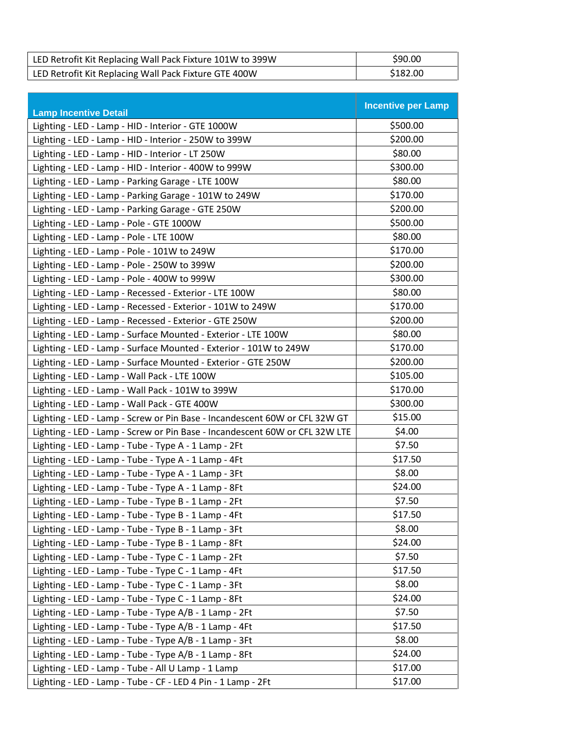| | |
|---|---|
| LED Retrofit Kit Replacing Wall Pack Fixture 101W to 399W | $90.00 |
| LED Retrofit Kit Replacing Wall Pack Fixture GTE 400W | $182.00 |

| Lamp Incentive Detail | Incentive per Lamp |
|---|---|
| Lighting - LED - Lamp - HID - Interior - GTE 1000W | $500.00 |
| Lighting - LED - Lamp - HID - Interior - 250W to 399W | $200.00 |
| Lighting - LED - Lamp - HID - Interior - LT 250W | $80.00 |
| Lighting - LED - Lamp - HID - Interior - 400W to 999W | $300.00 |
| Lighting - LED - Lamp - Parking Garage - LTE 100W | $80.00 |
| Lighting - LED - Lamp - Parking Garage - 101W to 249W | $170.00 |
| Lighting - LED - Lamp - Parking Garage - GTE 250W | $200.00 |
| Lighting - LED - Lamp - Pole - GTE 1000W | $500.00 |
| Lighting - LED - Lamp - Pole - LTE 100W | $80.00 |
| Lighting - LED - Lamp - Pole - 101W to 249W | $170.00 |
| Lighting - LED - Lamp - Pole - 250W to 399W | $200.00 |
| Lighting - LED - Lamp - Pole - 400W to 999W | $300.00 |
| Lighting - LED - Lamp - Recessed - Exterior - LTE 100W | $80.00 |
| Lighting - LED - Lamp - Recessed - Exterior - 101W to 249W | $170.00 |
| Lighting - LED - Lamp - Recessed - Exterior - GTE 250W | $200.00 |
| Lighting - LED - Lamp - Surface Mounted - Exterior - LTE 100W | $80.00 |
| Lighting - LED - Lamp - Surface Mounted - Exterior - 101W to 249W | $170.00 |
| Lighting - LED - Lamp - Surface Mounted - Exterior - GTE 250W | $200.00 |
| Lighting - LED - Lamp - Wall Pack - LTE 100W | $105.00 |
| Lighting - LED - Lamp - Wall Pack - 101W to 399W | $170.00 |
| Lighting - LED - Lamp - Wall Pack - GTE 400W | $300.00 |
| Lighting - LED - Lamp - Screw or Pin Base - Incandescent 60W or CFL 32W GT | $15.00 |
| Lighting - LED - Lamp - Screw or Pin Base - Incandescent 60W or CFL 32W LTE | $4.00 |
| Lighting - LED - Lamp - Tube - Type A - 1 Lamp - 2Ft | $7.50 |
| Lighting - LED - Lamp - Tube - Type A - 1 Lamp - 4Ft | $17.50 |
| Lighting - LED - Lamp - Tube - Type A - 1 Lamp - 3Ft | $8.00 |
| Lighting - LED - Lamp - Tube - Type A - 1 Lamp - 8Ft | $24.00 |
| Lighting - LED - Lamp - Tube - Type B - 1 Lamp - 2Ft | $7.50 |
| Lighting - LED - Lamp - Tube - Type B - 1 Lamp - 4Ft | $17.50 |
| Lighting - LED - Lamp - Tube - Type B - 1 Lamp - 3Ft | $8.00 |
| Lighting - LED - Lamp - Tube - Type B - 1 Lamp - 8Ft | $24.00 |
| Lighting - LED - Lamp - Tube - Type C - 1 Lamp - 2Ft | $7.50 |
| Lighting - LED - Lamp - Tube - Type C - 1 Lamp - 4Ft | $17.50 |
| Lighting - LED - Lamp - Tube - Type C - 1 Lamp - 3Ft | $8.00 |
| Lighting - LED - Lamp - Tube - Type C - 1 Lamp - 8Ft | $24.00 |
| Lighting - LED - Lamp - Tube - Type A/B - 1 Lamp - 2Ft | $7.50 |
| Lighting - LED - Lamp - Tube - Type A/B - 1 Lamp - 4Ft | $17.50 |
| Lighting - LED - Lamp - Tube - Type A/B - 1 Lamp - 3Ft | $8.00 |
| Lighting - LED - Lamp - Tube - Type A/B - 1 Lamp - 8Ft | $24.00 |
| Lighting - LED - Lamp - Tube - All U Lamp - 1 Lamp | $17.00 |
| Lighting - LED - Lamp - Tube - CF - LED 4 Pin - 1 Lamp - 2Ft | $17.00 |